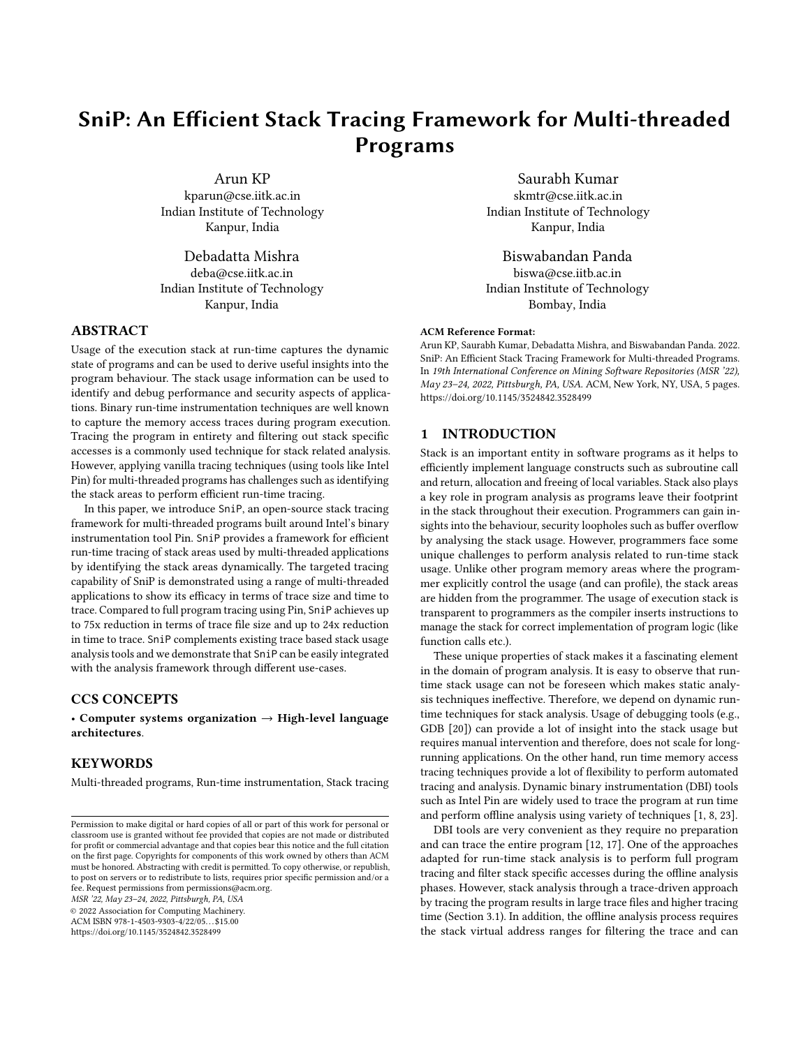# SniP: An Efficient Stack Tracing Framework for Multi-threaded Programs

Arun KP
kparun@cse.iitk.ac.in
Indian Institute of Technology
Kanpur, India

Saurabh Kumar
skmtr@cse.iitk.ac.in
Indian Institute of Technology
Kanpur, India

Debadatta Mishra
deba@cse.iitk.ac.in
Indian Institute of Technology
Kanpur, India

Biswabandan Panda
biswa@cse.iitb.ac.in
Indian Institute of Technology
Bombay, India

## ABSTRACT

Usage of the execution stack at run-time captures the dynamic state of programs and can be used to derive useful insights into the program behaviour. The stack usage information can be used to identify and debug performance and security aspects of applications. Binary run-time instrumentation techniques are well known to capture the memory access traces during program execution. Tracing the program in entirety and filtering out stack specific accesses is a commonly used technique for stack related analysis. However, applying vanilla tracing techniques (using tools like Intel Pin) for multi-threaded programs has challenges such as identifying the stack areas to perform efficient run-time tracing.

In this paper, we introduce SniP, an open-source stack tracing framework for multi-threaded programs built around Intel's binary instrumentation tool Pin. SniP provides a framework for efficient run-time tracing of stack areas used by multi-threaded applications by identifying the stack areas dynamically. The targeted tracing capability of SniP is demonstrated using a range of multi-threaded applications to show its efficacy in terms of trace size and time to trace. Compared to full program tracing using Pin, SniP achieves up to 75x reduction in terms of trace file size and up to 24x reduction in time to trace. SniP complements existing trace based stack usage analysis tools and we demonstrate that SniP can be easily integrated with the analysis framework through different use-cases.

## CCS CONCEPTS

• **Computer systems organization** → **High-level language architectures**.

## KEYWORDS

Multi-threaded programs, Run-time instrumentation, Stack tracing

Permission to make digital or hard copies of all or part of this work for personal or classroom use is granted without fee provided that copies are not made or distributed for profit or commercial advantage and that copies bear this notice and the full citation on the first page. Copyrights for components of this work owned by others than ACM must be honored. Abstracting with credit is permitted. To copy otherwise, or republish, to post on servers or to redistribute to lists, requires prior specific permission and/or a fee. Request permissions from permissions@acm.org.
*MSR '22, May 23–24, 2022, Pittsburgh, PA, USA*
© 2022 Association for Computing Machinery.
ACM ISBN 978-1-4503-9303-4/22/05...$15.00
https://doi.org/10.1145/3524842.3528499

**ACM Reference Format:**
Arun KP, Saurabh Kumar, Debadatta Mishra, and Biswabandan Panda. 2022. SniP: An Efficient Stack Tracing Framework for Multi-threaded Programs. In *19th International Conference on Mining Software Repositories (MSR '22), May 23–24, 2022, Pittsburgh, PA, USA.* ACM, New York, NY, USA, 5 pages. https://doi.org/10.1145/3524842.3528499

## 1 INTRODUCTION

Stack is an important entity in software programs as it helps to efficiently implement language constructs such as subroutine call and return, allocation and freeing of local variables. Stack also plays a key role in program analysis as programs leave their footprint in the stack throughout their execution. Programmers can gain insights into the behaviour, security loopholes such as buffer overflow by analysing the stack usage. However, programmers face some unique challenges to perform analysis related to run-time stack usage. Unlike other program memory areas where the programmer explicitly control the usage (and can profile), the stack areas are hidden from the programmer. The usage of execution stack is transparent to programmers as the compiler inserts instructions to manage the stack for correct implementation of program logic (like function calls etc.).

These unique properties of stack makes it a fascinating element in the domain of program analysis. It is easy to observe that run-time stack usage can not be foreseen which makes static analysis techniques ineffective. Therefore, we depend on dynamic run-time techniques for stack analysis. Usage of debugging tools (e.g., GDB [20]) can provide a lot of insight into the stack usage but requires manual intervention and therefore, does not scale for long-running applications. On the other hand, run time memory access tracing techniques provide a lot of flexibility to perform automated tracing and analysis. Dynamic binary instrumentation (DBI) tools such as Intel Pin are widely used to trace the program at run time and perform offline analysis using variety of techniques [1, 8, 23].

DBI tools are very convenient as they require no preparation and can trace the entire program [12, 17]. One of the approaches adapted for run-time stack analysis is to perform full program tracing and filter stack specific accesses during the offline analysis phases. However, stack analysis through a trace-driven approach by tracing the program results in large trace files and higher tracing time (Section 3.1). In addition, the offline analysis process requires the stack virtual address ranges for filtering the trace and can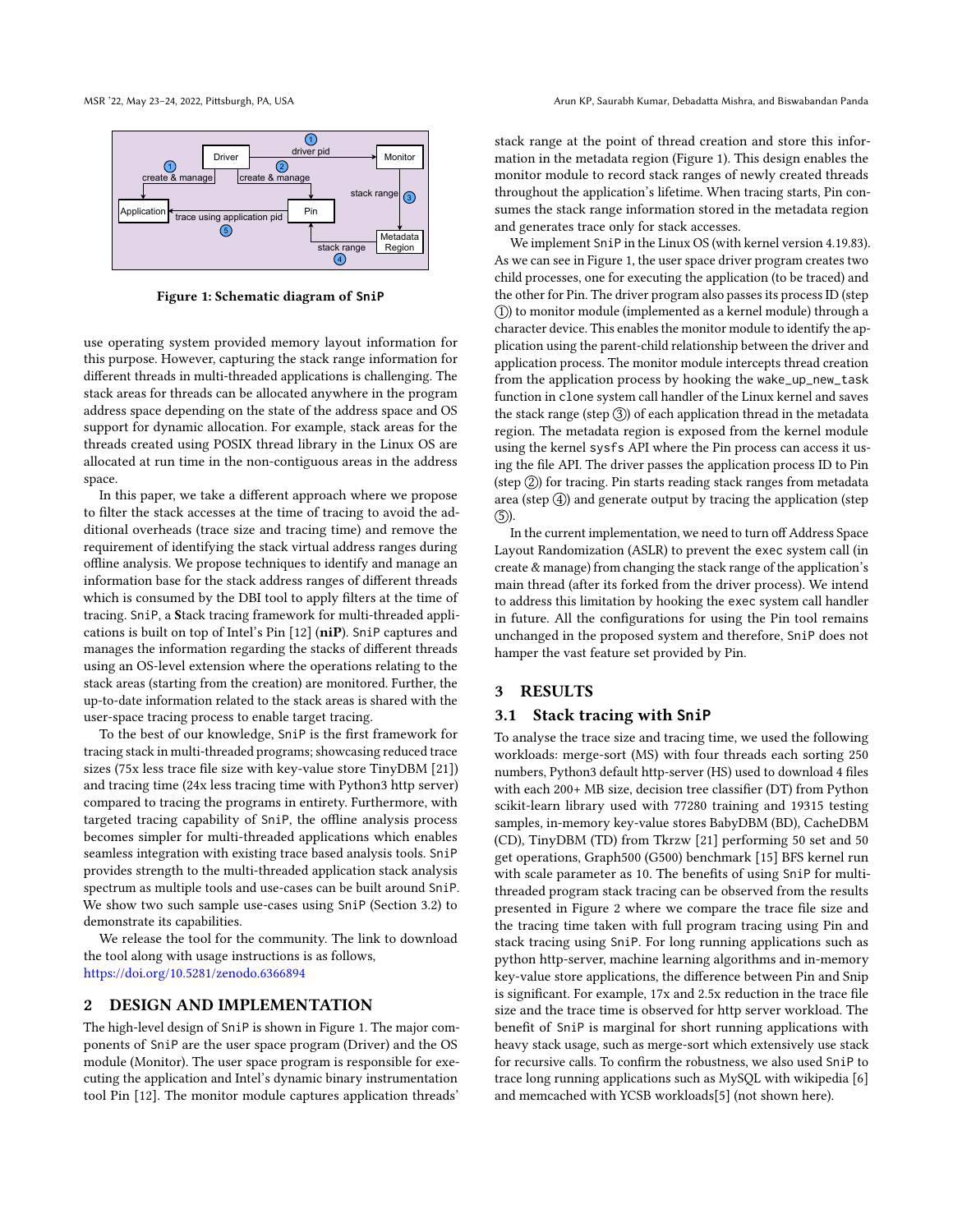Driver

Monitor

Application

Pin

Metadata Region

1 driver pid

1 create & manage

2 create & manage

stack range 3

trace using application pid

5

stack range

4

Figure 1: Schematic diagram of SniP

use operating system provided memory layout information for this purpose. However, capturing the stack range information for different threads in multi-threaded applications is challenging. The stack areas for threads can be allocated anywhere in the program address space depending on the state of the address space and OS support for dynamic allocation. For example, stack areas for the threads created using POSIX thread library in the Linux OS are allocated at run time in the non-contiguous areas in the address space.

In this paper, we take a different approach where we propose to filter the stack accesses at the time of tracing to avoid the additional overheads (trace size and tracing time) and remove the requirement of identifying the stack virtual address ranges during offline analysis. We propose techniques to identify and manage an information base for the stack address ranges of different threads which is consumed by the DBI tool to apply filters at the time of tracing. SniP, a **S**tack tracing framework for multi-threaded applications is built on top of Intel's Pin [12] (**niP**). SniP captures and manages the information regarding the stacks of different threads using an OS-level extension where the operations relating to the stack areas (starting from the creation) are monitored. Further, the up-to-date information related to the stack areas is shared with the user-space tracing process to enable target tracing.

To the best of our knowledge, SniP is the first framework for tracing stack in multi-threaded programs; showcasing reduced trace sizes (75x less trace file size with key-value store TinyDBM [21]) and tracing time (24x less tracing time with Python3 http server) compared to tracing the programs in entirety. Furthermore, with targeted tracing capability of SniP, the offline analysis process becomes simpler for multi-threaded applications which enables seamless integration with existing trace based analysis tools. SniP provides strength to the multi-threaded application stack analysis spectrum as multiple tools and use-cases can be built around SniP. We show two such sample use-cases using SniP (Section 3.2) to demonstrate its capabilities.

We release the tool for the community. The link to download the tool along with usage instructions is as follows, https://doi.org/10.5281/zenodo.6366894

## 2 DESIGN AND IMPLEMENTATION

The high-level design of SniP is shown in Figure 1. The major components of SniP are the user space program (Driver) and the OS module (Monitor). The user space program is responsible for executing the application and Intel's dynamic binary instrumentation tool Pin [12]. The monitor module captures application threads' stack range at the point of thread creation and store this information in the metadata region (Figure 1). This design enables the monitor module to record stack ranges of newly created threads throughout the application's lifetime. When tracing starts, Pin consumes the stack range information stored in the metadata region and generates trace only for stack accesses.

We implement SniP in the Linux OS (with kernel version 4.19.83). As we can see in Figure 1, the user space driver program creates two child processes, one for executing the application (to be traced) and the other for Pin. The driver program also passes its process ID (step ①) to monitor module (implemented as a kernel module) through a character device. This enables the monitor module to identify the application using the parent-child relationship between the driver and application process. The monitor module intercepts thread creation from the application process by hooking the `wake_up_new_task` function in `clone` system call handler of the Linux kernel and saves the stack range (step ③) of each application thread in the metadata region. The metadata region is exposed from the kernel module using the kernel `sysfs` API where the Pin process can access it using the file API. The driver passes the application process ID to Pin (step ②) for tracing. Pin starts reading stack ranges from metadata area (step ④) and generate output by tracing the application (step ⑤).

In the current implementation, we need to turn off Address Space Layout Randomization (ASLR) to prevent the `exec` system call (in create & manage) from changing the stack range of the application's main thread (after its forked from the driver process). We intend to address this limitation by hooking the `exec` system call handler in future. All the configurations for using the Pin tool remains unchanged in the proposed system and therefore, SniP does not hamper the vast feature set provided by Pin.

## 3 RESULTS

### 3.1 Stack tracing with SniP

To analyse the trace size and tracing time, we used the following workloads: merge-sort (MS) with four threads each sorting 250 numbers, Python3 default http-server (HS) used to download 4 files with each 200+ MB size, decision tree classifier (DT) from Python scikit-learn library used with 77280 training and 19315 testing samples, in-memory key-value stores BabyDBM (BD), CacheDBM (CD), TinyDBM (TD) from Tkrzw [21] performing 50 set and 50 get operations, Graph500 (G500) benchmark [15] BFS kernel run with scale parameter as 10. The benefits of using SniP for multi-threaded program stack tracing can be observed from the results presented in Figure 2 where we compare the trace file size and the tracing time taken with full program tracing using Pin and stack tracing using SniP. For long running applications such as python http-server, machine learning algorithms and in-memory key-value store applications, the difference between Pin and Snip is significant. For example, 17x and 2.5x reduction in the trace file size and the trace time is observed for http server workload. The benefit of SniP is marginal for short running applications with heavy stack usage, such as merge-sort which extensively use stack for recursive calls. To confirm the robustness, we also used SniP to trace long running applications such as MySQL with wikipedia [6] and memcached with YCSB workloads[5] (not shown here).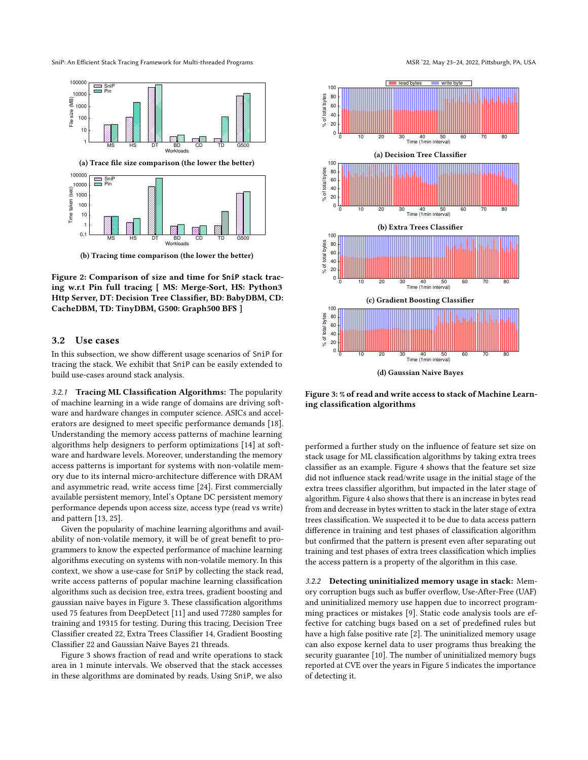100000
10000
1000
100
10
1
File size (MB)
SniP
Pin
MS HS DT BD CD TD G500
Workloads

**(a) Trace file size comparison (the lower the better)**

100000
10000
1000
100
10
1
0.1
Time taken (sec)
SniP
Pin
MS HS DT BD CD TD G500
Workloads

**(b) Tracing time comparison (the lower the better)**

**Figure 2: Comparison of size and time for SniP stack tracing w.r.t Pin full tracing [ MS: Merge-Sort, HS: Python3 Http Server, DT: Decision Tree Classifier, BD: BabyDBM, CD: CacheDBM, TD: TinyDBM, G500: Graph500 BFS ]**

## 3.2 Use cases

In this subsection, we show different usage scenarios of SniP for tracing the stack. We exhibit that SniP can be easily extended to build use-cases around stack analysis.

*3.2.1* **Tracing ML Classification Algorithms:** The popularity of machine learning in a wide range of domains are driving software and hardware changes in computer science. ASICs and accelerators are designed to meet specific performance demands [18]. Understanding the memory access patterns of machine learning algorithms help designers to perform optimizations [14] at software and hardware levels. Moreover, understanding the memory access patterns is important for systems with non-volatile memory due to its internal micro-architecture difference with DRAM and asymmetric read, write access time [24]. First commercially available persistent memory, Intel's Optane DC persistent memory performance depends upon access size, access type (read vs write) and pattern [13, 25].

Given the popularity of machine learning algorithms and availability of non-volatile memory, it will be of great benefit to programmers to know the expected performance of machine learning algorithms executing on systems with non-volatile memory. In this context, we show a use-case for SniP by collecting the stack read, write access patterns of popular machine learning classification algorithms such as decision tree, extra trees, gradient boosting and gaussian naive bayes in Figure 3. These classification algorithms used 75 features from DeepDetect [11] and used 77280 samples for training and 19315 for testing. During this tracing, Decision Tree Classifier created 22, Extra Trees Classifier 14, Gradient Boosting Classifier 22 and Gaussian Naive Bayes 21 threads.

Figure 3 shows fraction of read and write operations to stack area in 1 minute intervals. We observed that the stack accesses in these algorithms are dominated by reads. Using SniP, we also performed a further study on the influence of feature set size on stack usage for ML classification algorithms by taking extra trees classifier as an example. Figure 4 shows that the feature set size did not influence stack read/write usage in the initial stage of the extra trees classifier algorithm, but impacted in the later stage of algorithm. Figure 4 also shows that there is an increase in bytes read from and decrease in bytes written to stack in the later stage of extra trees classification. We suspected it to be due to data access pattern difference in training and test phases of classification algorithm but confirmed that the pattern is present even after separating out training and test phases of extra trees classification which implies the access pattern is a property of the algorithm in this case.

*3.2.2* **Detecting uninitialized memory usage in stack:** Memory corruption bugs such as buffer overflow, Use-After-Free (UAF) and uninitialized memory use happen due to incorrect programming practices or mistakes [9]. Static code analysis tools are effective for catching bugs based on a set of predefined rules but have a high false positive rate [2]. The uninitialized memory usage can also expose kernel data to user programs thus breaking the security guarantee [10]. The number of uninitialized memory bugs reported at CVE over the years in Figure 5 indicates the importance of detecting it.

read bytes
write byte
% of total bytes
Time (1min interval)

**(a) Decision Tree Classifier**

**(b) Extra Trees Classifier**

**(c) Gradient Boosting Classifier**

**(d) Gaussian Naive Bayes**

**Figure 3: % of read and write access to stack of Machine Learning classification algorithms**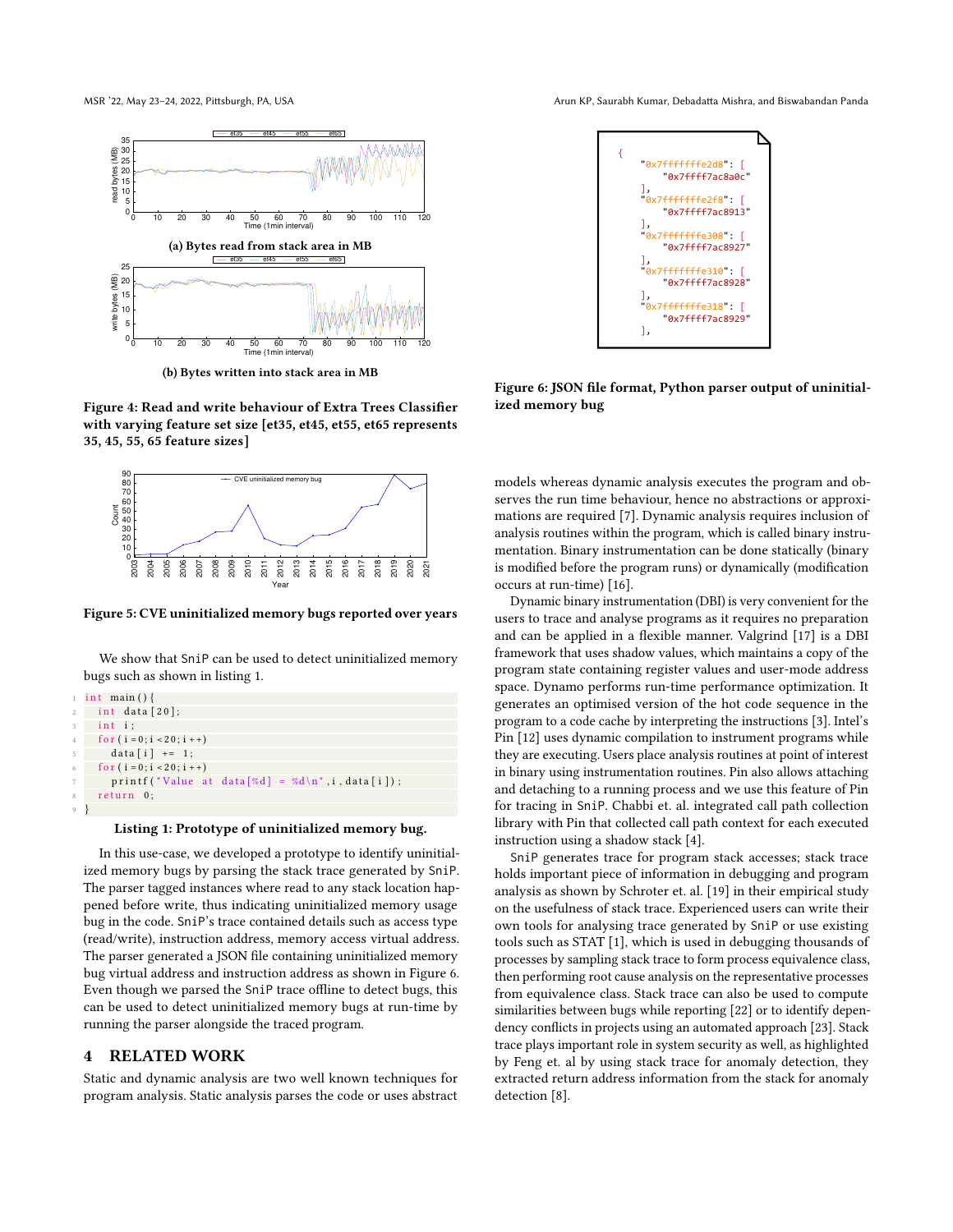et35 et45 et55 et65

read bytes (MB)

35
30
25
20
15
10
5
0

0 10 20 30 40 50 60 70 80 90 100 110 120

Time (1min interval)

**(a) Bytes read from stack area in MB**

et35 et45 et55 et65

write bytes (MB)

25
20
15
10
5
0

0 10 20 30 40 50 60 70 80 90 100 110 120

Time (1min interval)

**(b) Bytes written into stack area in MB**

**Figure 4: Read and write behaviour of Extra Trees Classifier with varying feature set size [et35, et45, et55, et65 represents 35, 45, 55, 65 feature sizes]**

CVE uninitialized memory bug

Count

90
80
70
60
50
40
30
20
10
0

2003 2004 2005 2006 2007 2008 2009 2010 2011 2012 2013 2014 2015 2016 2017 2018 2019 2020 2021

Year

**Figure 5: CVE uninitialized memory bugs reported over years**

We show that SniP can be used to detect uninitialized memory bugs such as shown in listing 1.

```
int main(){
  int data[20];
  int i;
  for(i=0;i<20;i++)
    data[i] += 1;
  for(i=0;i<20;i++)
    printf("Value at data[%d] = %d\n",i,data[i]);
  return 0;
}
```

**Listing 1: Prototype of uninitialized memory bug.**

In this use-case, we developed a prototype to identify uninitialized memory bugs by parsing the stack trace generated by SniP. The parser tagged instances where read to any stack location happened before write, thus indicating uninitialized memory usage bug in the code. SniP's trace contained details such as access type (read/write), instruction address, memory access virtual address. The parser generated a JSON file containing uninitialized memory bug virtual address and instruction address as shown in Figure 6. Even though we parsed the SniP trace offline to detect bugs, this can be used to detect uninitialized memory bugs at run-time by running the parser alongside the traced program.

```
{
    "0x7fffffffe2d8": [
        "0x7ffff7ac8a0c"
    ],
    "0x7fffffffe2f8": [
        "0x7ffff7ac8913"
    ],
    "0x7fffffffe308": [
        "0x7ffff7ac8927"
    ],
    "0x7fffffffe310": [
        "0x7ffff7ac8928"
    ],
    "0x7fffffffe318": [
        "0x7ffff7ac8929"
    ],
```

**Figure 6: JSON file format, Python parser output of uninitialized memory bug**

## 4 RELATED WORK

Static and dynamic analysis are two well known techniques for program analysis. Static analysis parses the code or uses abstract models whereas dynamic analysis executes the program and observes the run time behaviour, hence no abstractions or approximations are required [7]. Dynamic analysis requires inclusion of analysis routines within the program, which is called binary instrumentation. Binary instrumentation can be done statically (binary is modified before the program runs) or dynamically (modification occurs at run-time) [16].

Dynamic binary instrumentation (DBI) is very convenient for the users to trace and analyse programs as it requires no preparation and can be applied in a flexible manner. Valgrind [17] is a DBI framework that uses shadow values, which maintains a copy of the program state containing register values and user-mode address space. Dynamo performs run-time performance optimization. It generates an optimised version of the hot code sequence in the program to a code cache by interpreting the instructions [3]. Intel's Pin [12] uses dynamic compilation to instrument programs while they are executing. Users place analysis routines at point of interest in binary using instrumentation routines. Pin also allows attaching and detaching to a running process and we use this feature of Pin for tracing in SniP. Chabbi et. al. integrated call path collection library with Pin that collected call path context for each executed instruction using a shadow stack [4].

SniP generates trace for program stack accesses; stack trace holds important piece of information in debugging and program analysis as shown by Schroter et. al. [19] in their empirical study on the usefulness of stack trace. Experienced users can write their own tools for analysing trace generated by SniP or use existing tools such as STAT [1], which is used in debugging thousands of processes by sampling stack trace to form process equivalence class, then performing root cause analysis on the representative processes from equivalence class. Stack trace can also be used to compute similarities between bugs while reporting [22] or to identify dependency conflicts in projects using an automated approach [23]. Stack trace plays important role in system security as well, as highlighted by Feng et. al by using stack trace for anomaly detection, they extracted return address information from the stack for anomaly detection [8].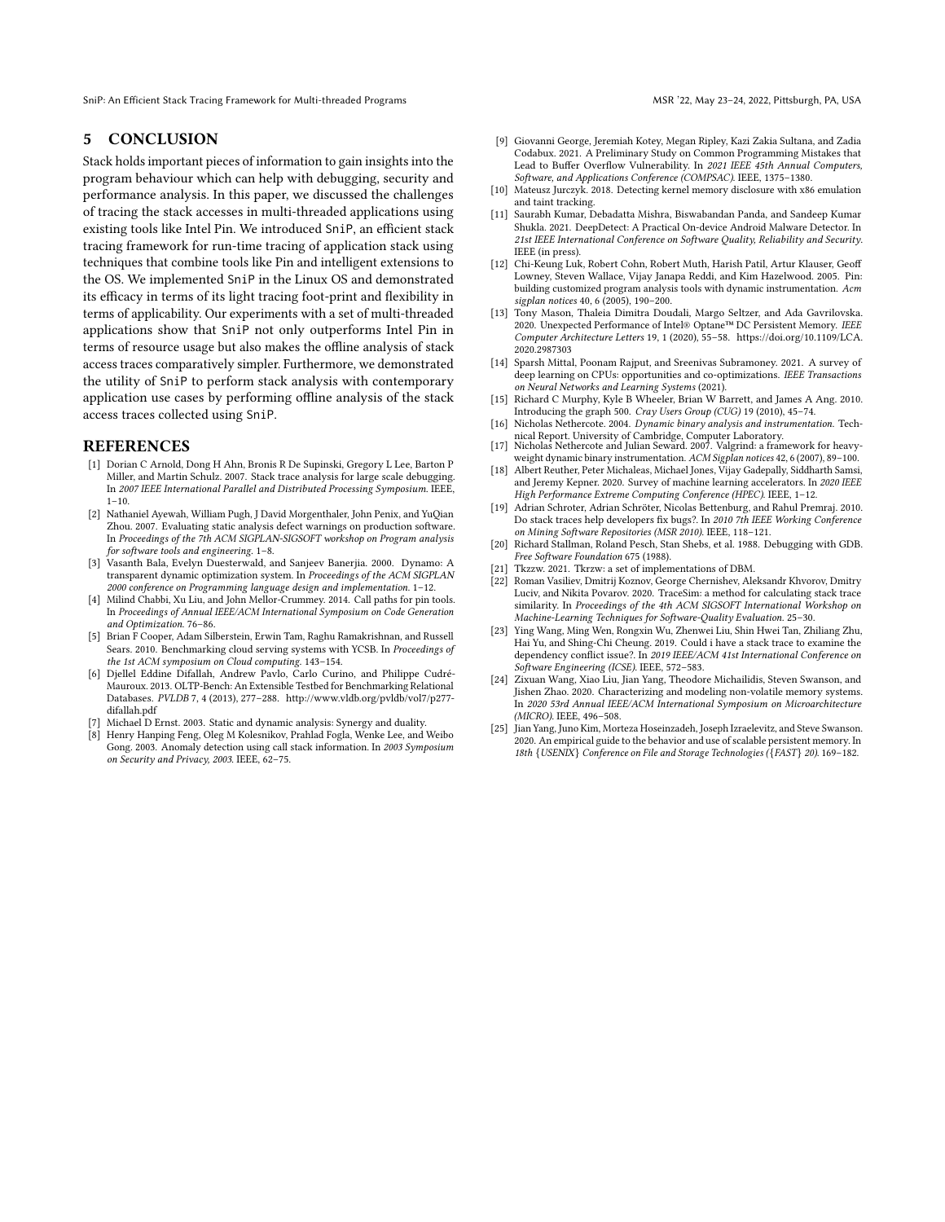## 5 CONCLUSION

Stack holds important pieces of information to gain insights into the program behaviour which can help with debugging, security and performance analysis. In this paper, we discussed the challenges of tracing the stack accesses in multi-threaded applications using existing tools like Intel Pin. We introduced SniP, an efficient stack tracing framework for run-time tracing of application stack using techniques that combine tools like Pin and intelligent extensions to the OS. We implemented SniP in the Linux OS and demonstrated its efficacy in terms of its light tracing foot-print and flexibility in terms of applicability. Our experiments with a set of multi-threaded applications show that SniP not only outperforms Intel Pin in terms of resource usage but also makes the offline analysis of stack access traces comparatively simpler. Furthermore, we demonstrated the utility of SniP to perform stack analysis with contemporary application use cases by performing offline analysis of the stack access traces collected using SniP.

## REFERENCES

[1] Dorian C Arnold, Dong H Ahn, Bronis R De Supinski, Gregory L Lee, Barton P Miller, and Martin Schulz. 2007. Stack trace analysis for large scale debugging. In *2007 IEEE International Parallel and Distributed Processing Symposium*. IEEE, 1–10.

[2] Nathaniel Ayewah, William Pugh, J David Morgenthaler, John Penix, and YuQian Zhou. 2007. Evaluating static analysis defect warnings on production software. In *Proceedings of the 7th ACM SIGPLAN-SIGSOFT workshop on Program analysis for software tools and engineering*. 1–8.

[3] Vasanth Bala, Evelyn Duesterwald, and Sanjeev Banerjia. 2000. Dynamo: A transparent dynamic optimization system. In *Proceedings of the ACM SIGPLAN 2000 conference on Programming language design and implementation*. 1–12.

[4] Milind Chabbi, Xu Liu, and John Mellor-Crummey. 2014. Call paths for pin tools. In *Proceedings of Annual IEEE/ACM International Symposium on Code Generation and Optimization*. 76–86.

[5] Brian F Cooper, Adam Silberstein, Erwin Tam, Raghu Ramakrishnan, and Russell Sears. 2010. Benchmarking cloud serving systems with YCSB. In *Proceedings of the 1st ACM symposium on Cloud computing*. 143–154.

[6] Djellel Eddine Difallah, Andrew Pavlo, Carlo Curino, and Philippe Cudré-Mauroux. 2013. OLTP-Bench: An Extensible Testbed for Benchmarking Relational Databases. *PVLDB* 7, 4 (2013), 277–288. http://www.vldb.org/pvldb/vol7/p277-difallah.pdf

[7] Michael D Ernst. 2003. Static and dynamic analysis: Synergy and duality.

[8] Henry Hanping Feng, Oleg M Kolesnikov, Prahlad Fogla, Wenke Lee, and Weibo Gong. 2003. Anomaly detection using call stack information. In *2003 Symposium on Security and Privacy, 2003*. IEEE, 62–75.

[9] Giovanni George, Jeremiah Kotey, Megan Ripley, Kazi Zakia Sultana, and Zadia Codabux. 2021. A Preliminary Study on Common Programming Mistakes that Lead to Buffer Overflow Vulnerability. In *2021 IEEE 45th Annual Computers, Software, and Applications Conference (COMPSAC)*. IEEE, 1375–1380.

[10] Mateusz Jurczyk. 2018. Detecting kernel memory disclosure with x86 emulation and taint tracking.

[11] Saurabh Kumar, Debadatta Mishra, Biswabandan Panda, and Sandeep Kumar Shukla. 2021. DeepDetect: A Practical On-device Android Malware Detector. In *21st IEEE International Conference on Software Quality, Reliability and Security*. IEEE (in press).

[12] Chi-Keung Luk, Robert Cohn, Robert Muth, Harish Patil, Artur Klauser, Geoff Lowney, Steven Wallace, Vijay Janapa Reddi, and Kim Hazelwood. 2005. Pin: building customized program analysis tools with dynamic instrumentation. *Acm sigplan notices* 40, 6 (2005), 190–200.

[13] Tony Mason, Thaleia Dimitra Doudali, Margo Seltzer, and Ada Gavrilovska. 2020. Unexpected Performance of Intel® Optane™ DC Persistent Memory. *IEEE Computer Architecture Letters* 19, 1 (2020), 55–58. https://doi.org/10.1109/LCA.2020.2987303

[14] Sparsh Mittal, Poonam Rajput, and Sreenivas Subramoney. 2021. A survey of deep learning on CPUs: opportunities and co-optimizations. *IEEE Transactions on Neural Networks and Learning Systems* (2021).

[15] Richard C Murphy, Kyle B Wheeler, Brian W Barrett, and James A Ang. 2010. Introducing the graph 500. *Cray Users Group (CUG)* 19 (2010), 45–74.

[16] Nicholas Nethercote. 2004. *Dynamic binary analysis and instrumentation*. Technical Report. University of Cambridge, Computer Laboratory.

[17] Nicholas Nethercote and Julian Seward. 2007. Valgrind: a framework for heavyweight dynamic binary instrumentation. *ACM Sigplan notices* 42, 6 (2007), 89–100.

[18] Albert Reuther, Peter Michaleas, Michael Jones, Vijay Gadepally, Siddharth Samsi, and Jeremy Kepner. 2020. Survey of machine learning accelerators. In *2020 IEEE High Performance Extreme Computing Conference (HPEC)*. IEEE, 1–12.

[19] Adrian Schroter, Adrian Schröter, Nicolas Bettenburg, and Rahul Premraj. 2010. Do stack traces help developers fix bugs?. In *2010 7th IEEE Working Conference on Mining Software Repositories (MSR 2010)*. IEEE, 118–121.

[20] Richard Stallman, Roland Pesch, Stan Shebs, et al. 1988. Debugging with GDB. *Free Software Foundation* 675 (1988).

[21] Tkrzw. 2021. Tkrzw: a set of implementations of DBM.

[22] Roman Vasiliev, Dmitrij Koznov, George Chernishev, Aleksandr Khvorov, Dmitry Luciv, and Nikita Povarov. 2020. TraceSim: a method for calculating stack trace similarity. In *Proceedings of the 4th ACM SIGSOFT International Workshop on Machine-Learning Techniques for Software-Quality Evaluation*. 25–30.

[23] Ying Wang, Ming Wen, Rongxin Wu, Zhenwei Liu, Shin Hwei Tan, Zhiliang Zhu, Hai Yu, and Shing-Chi Cheung. 2019. Could i have a stack trace to examine the dependency conflict issue?. In *2019 IEEE/ACM 41st International Conference on Software Engineering (ICSE)*. IEEE, 572–583.

[24] Zixuan Wang, Xiao Liu, Jian Yang, Theodore Michailidis, Steven Swanson, and Jishen Zhao. 2020. Characterizing and modeling non-volatile memory systems. In *2020 53rd Annual IEEE/ACM International Symposium on Microarchitecture (MICRO)*. IEEE, 496–508.

[25] Jian Yang, Juno Kim, Morteza Hoseinzadeh, Joseph Izraelevitz, and Steve Swanson. 2020. An empirical guide to the behavior and use of scalable persistent memory. In *18th {USENIX} Conference on File and Storage Technologies ({FAST} 20)*. 169–182.